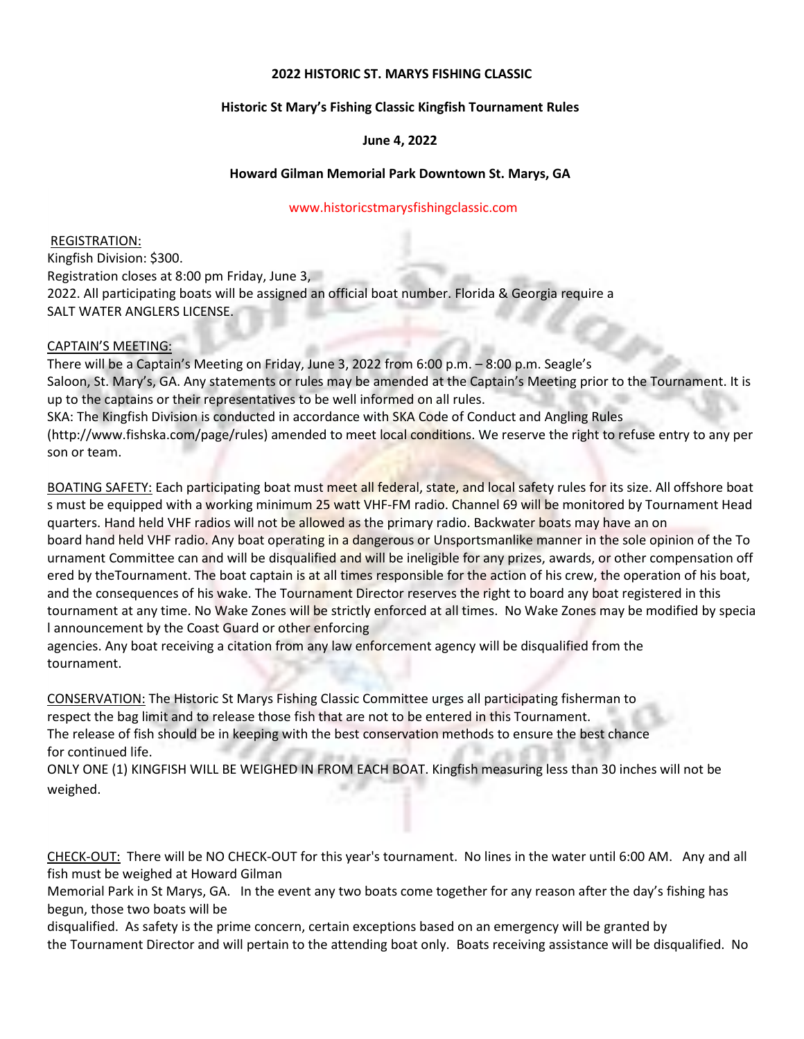**2022 HISTORIC ST. MARYS FISHING CLASSIC**

**Historic St Mary's Fishing Classic Kingfish Tournament Rules**

**June 4, 2022**

**Howard Gilman Memorial Park Downtown St. Marys, GA**

www.historicstmarysfishingclassic.com

REGISTRATION:
Kingfish Division: $300.
Registration closes at 8:00 pm Friday, June 3, 2022. All participating boats will be assigned an official boat number. Florida & Georgia require a SALT WATER ANGLERS LICENSE.

CAPTAIN'S MEETING:
There will be a Captain's Meeting on Friday, June 3, 2022 from 6:00 p.m. – 8:00 p.m. Seagle's Saloon, St. Mary's, GA. Any statements or rules may be amended at the Captain's Meeting prior to the Tournament. It is up to the captains or their representatives to be well informed on all rules.
SKA: The Kingfish Division is conducted in accordance with SKA Code of Conduct and Angling Rules (http://www.fishska.com/page/rules) amended to meet local conditions. We reserve the right to refuse entry to any person or team.

BOATING SAFETY: Each participating boat must meet all federal, state, and local safety rules for its size. All offshore boats must be equipped with a working minimum 25 watt VHF-FM radio. Channel 69 will be monitored by Tournament Headquarters. Hand held VHF radios will not be allowed as the primary radio. Backwater boats may have an on board hand held VHF radio. Any boat operating in a dangerous or Unsportsmanlike manner in the sole opinion of the Tournament Committee can and will be disqualified and will be ineligible for any prizes, awards, or other compensation offered by theTournament. The boat captain is at all times responsible for the action of his crew, the operation of his boat, and the consequences of his wake. The Tournament Director reserves the right to board any boat registered in this tournament at any time. No Wake Zones will be strictly enforced at all times. No Wake Zones may be modified by special announcement by the Coast Guard or other enforcing agencies. Any boat receiving a citation from any law enforcement agency will be disqualified from the tournament.

CONSERVATION: The Historic St Marys Fishing Classic Committee urges all participating fisherman to respect the bag limit and to release those fish that are not to be entered in this Tournament.
The release of fish should be in keeping with the best conservation methods to ensure the best chance for continued life.
ONLY ONE (1) KINGFISH WILL BE WEIGHED IN FROM EACH BOAT. Kingfish measuring less than 30 inches will not be weighed.

CHECK-OUT: There will be NO CHECK-OUT for this year's tournament. No lines in the water until 6:00 AM. Any and all fish must be weighed at Howard Gilman Memorial Park in St Marys, GA. In the event any two boats come together for any reason after the day's fishing has begun, those two boats will be disqualified. As safety is the prime concern, certain exceptions based on an emergency will be granted by the Tournament Director and will pertain to the attending boat only. Boats receiving assistance will be disqualified. No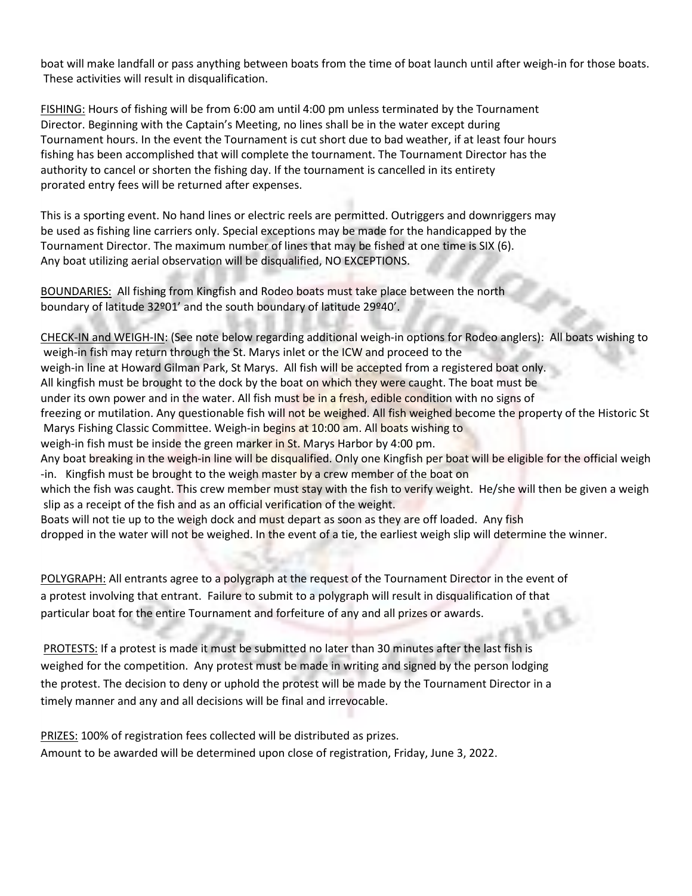boat will make landfall or pass anything between boats from the time of boat launch until after weigh-in for those boats. These activities will result in disqualification.

<u>FISHING:</u> Hours of fishing will be from 6:00 am until 4:00 pm unless terminated by the Tournament Director. Beginning with the Captain's Meeting, no lines shall be in the water except during Tournament hours. In the event the Tournament is cut short due to bad weather, if at least four hours fishing has been accomplished that will complete the tournament. The Tournament Director has the authority to cancel or shorten the fishing day. If the tournament is cancelled in its entirety prorated entry fees will be returned after expenses.

This is a sporting event. No hand lines or electric reels are permitted. Outriggers and downriggers may be used as fishing line carriers only. Special exceptions may be made for the handicapped by the Tournament Director. The maximum number of lines that may be fished at one time is SIX (6). Any boat utilizing aerial observation will be disqualified, NO EXCEPTIONS.

<u>BOUNDARIES:</u> All fishing from Kingfish and Rodeo boats must take place between the north boundary of latitude 32º01' and the south boundary of latitude 29º40'.

<u>CHECK-IN and WEIGH-IN:</u> (See note below regarding additional weigh-in options for Rodeo anglers): All boats wishing to weigh-in fish may return through the St. Marys inlet or the ICW and proceed to the weigh-in line at Howard Gilman Park, St Marys. All fish will be accepted from a registered boat only. All kingfish must be brought to the dock by the boat on which they were caught. The boat must be under its own power and in the water. All fish must be in a fresh, edible condition with no signs of freezing or mutilation. Any questionable fish will not be weighed. All fish weighed become the property of the Historic St Marys Fishing Classic Committee. Weigh-in begins at 10:00 am. All boats wishing to weigh-in fish must be inside the green marker in St. Marys Harbor by 4:00 pm.
Any boat breaking in the weigh-in line will be disqualified. Only one Kingfish per boat will be eligible for the official weigh-in. Kingfish must be brought to the weigh master by a crew member of the boat on which the fish was caught. This crew member must stay with the fish to verify weight. He/she will then be given a weigh slip as a receipt of the fish and as an official verification of the weight.
Boats will not tie up to the weigh dock and must depart as soon as they are off loaded. Any fish dropped in the water will not be weighed. In the event of a tie, the earliest weigh slip will determine the winner.

<u>POLYGRAPH:</u> All entrants agree to a polygraph at the request of the Tournament Director in the event of a protest involving that entrant. Failure to submit to a polygraph will result in disqualification of that particular boat for the entire Tournament and forfeiture of any and all prizes or awards.

<u>PROTESTS:</u> If a protest is made it must be submitted no later than 30 minutes after the last fish is weighed for the competition. Any protest must be made in writing and signed by the person lodging the protest. The decision to deny or uphold the protest will be made by the Tournament Director in a timely manner and any and all decisions will be final and irrevocable.

<u>PRIZES:</u> 100% of registration fees collected will be distributed as prizes.
Amount to be awarded will be determined upon close of registration, Friday, June 3, 2022.